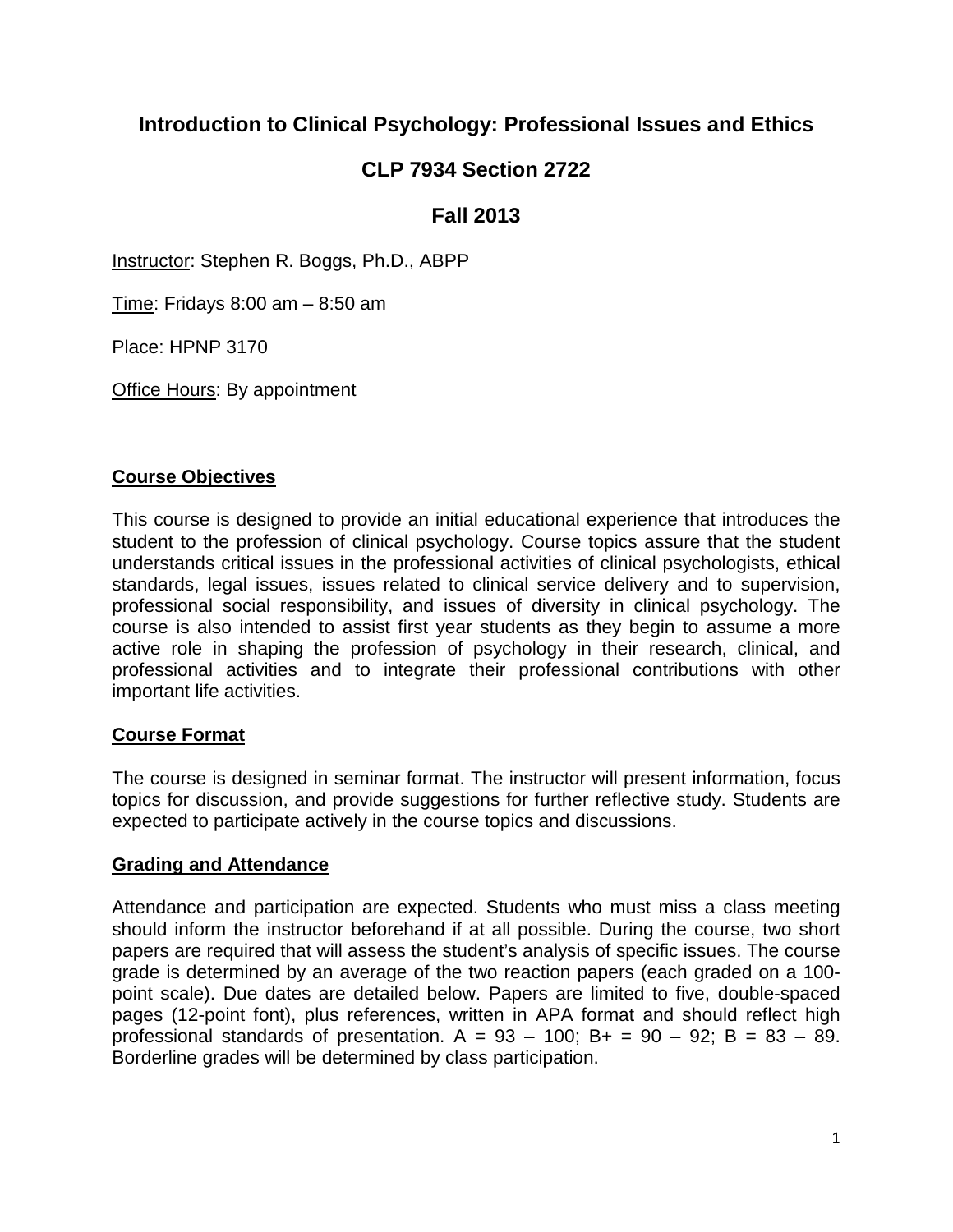# Introduction to Clinical Psychology: Professional Issues and Ethics

## CLP 7934 Section 2722

## Fall 2013

Instructor: Stephen R. Boggs, Ph.D., ABPP

Time: Fridays 8:00 am – 8:50 am

Place: HPNP 3170

Office Hours: By appointment

### Course Objectives

This course is designed to provide an initial educational experience that introduces the student to the profession of clinical psychology. Course topics assure that the student understands critical issues in the professional activities of clinical psychologists, ethical standards, legal issues, issues related to clinical service delivery and to supervision, professional social responsibility, and issues of diversity in clinical psychology. The course is also intended to assist first year students as they begin to assume a more active role in shaping the profession of psychology in their research, clinical, and professional activities and to integrate their professional contributions with other important life activities.

### Course Format

The course is designed in seminar format. The instructor will present information, focus topics for discussion, and provide suggestions for further reflective study. Students are expected to participate actively in the course topics and discussions.

### Grading and Attendance

Attendance and participation are expected. Students who must miss a class meeting should inform the instructor beforehand if at all possible. During the course, two short papers are required that will assess the student's analysis of specific issues. The course grade is determined by an average of the two reaction papers (each graded on a 100-point scale). Due dates are detailed below. Papers are limited to five, double-spaced pages (12-point font), plus references, written in APA format and should reflect high professional standards of presentation. A = 93 – 100; B+ = 90 – 92; B = 83 – 89. Borderline grades will be determined by class participation.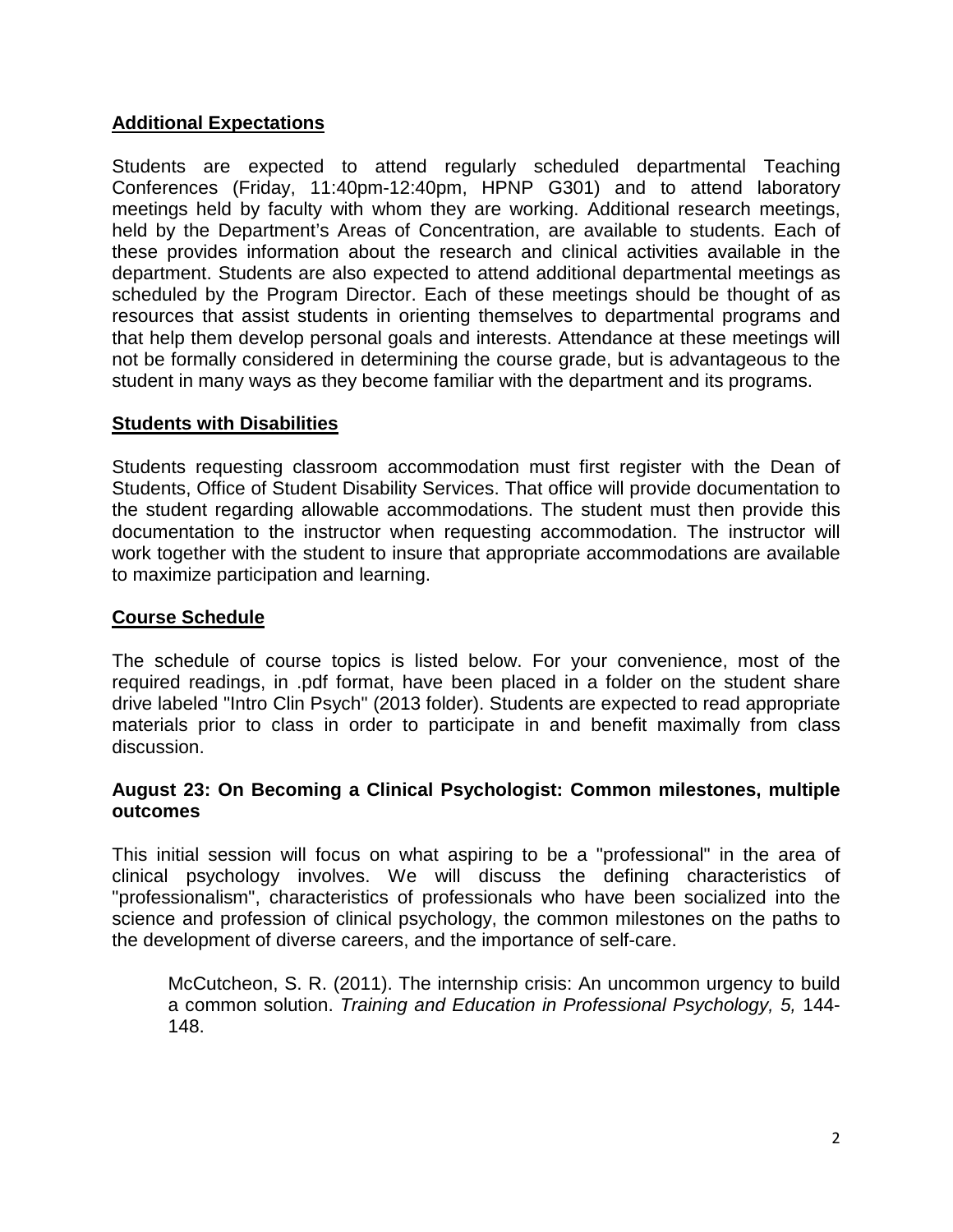## Additional Expectations

Students are expected to attend regularly scheduled departmental Teaching Conferences (Friday, 11:40pm-12:40pm, HPNP G301) and to attend laboratory meetings held by faculty with whom they are working. Additional research meetings, held by the Department's Areas of Concentration, are available to students. Each of these provides information about the research and clinical activities available in the department. Students are also expected to attend additional departmental meetings as scheduled by the Program Director. Each of these meetings should be thought of as resources that assist students in orienting themselves to departmental programs and that help them develop personal goals and interests. Attendance at these meetings will not be formally considered in determining the course grade, but is advantageous to the student in many ways as they become familiar with the department and its programs.

## Students with Disabilities

Students requesting classroom accommodation must first register with the Dean of Students, Office of Student Disability Services. That office will provide documentation to the student regarding allowable accommodations. The student must then provide this documentation to the instructor when requesting accommodation. The instructor will work together with the student to insure that appropriate accommodations are available to maximize participation and learning.

## Course Schedule

The schedule of course topics is listed below. For your convenience, most of the required readings, in .pdf format, have been placed in a folder on the student share drive labeled "Intro Clin Psych" (2013 folder). Students are expected to read appropriate materials prior to class in order to participate in and benefit maximally from class discussion.

### August 23: On Becoming a Clinical Psychologist: Common milestones, multiple outcomes

This initial session will focus on what aspiring to be a "professional" in the area of clinical psychology involves. We will discuss the defining characteristics of "professionalism", characteristics of professionals who have been socialized into the science and profession of clinical psychology, the common milestones on the paths to the development of diverse careers, and the importance of self-care.

> McCutcheon, S. R. (2011). The internship crisis: An uncommon urgency to build a common solution. *Training and Education in Professional Psychology, 5,* 144-148.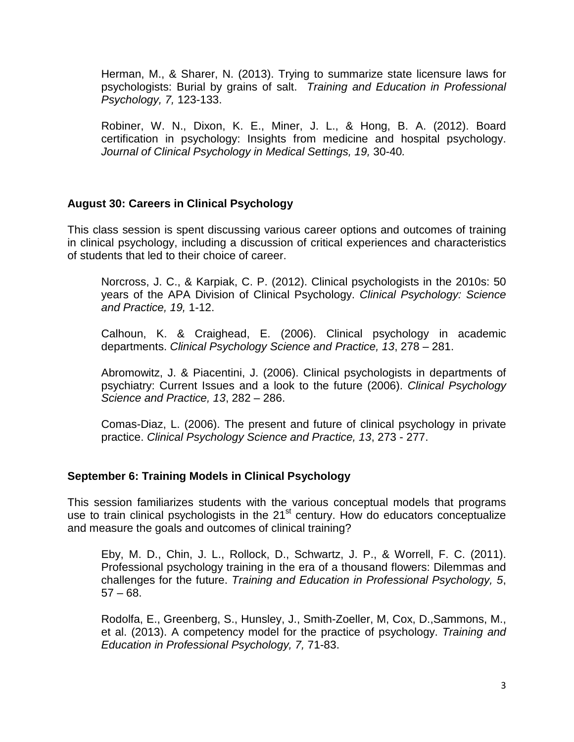Herman, M., & Sharer, N. (2013). Trying to summarize state licensure laws for psychologists: Burial by grains of salt. *Training and Education in Professional Psychology, 7,* 123-133.

Robiner, W. N., Dixon, K. E., Miner, J. L., & Hong, B. A. (2012). Board certification in psychology: Insights from medicine and hospital psychology. *Journal of Clinical Psychology in Medical Settings, 19,* 30-40*.*

**August 30: Careers in Clinical Psychology**

This class session is spent discussing various career options and outcomes of training in clinical psychology, including a discussion of critical experiences and characteristics of students that led to their choice of career.

Norcross, J. C., & Karpiak, C. P. (2012). Clinical psychologists in the 2010s: 50 years of the APA Division of Clinical Psychology. *Clinical Psychology: Science and Practice, 19,* 1-12.

Calhoun, K. & Craighead, E. (2006). Clinical psychology in academic departments. *Clinical Psychology Science and Practice, 13*, 278 – 281.

Abromowitz, J. & Piacentini, J. (2006). Clinical psychologists in departments of psychiatry: Current Issues and a look to the future (2006). *Clinical Psychology Science and Practice, 13*, 282 – 286.

Comas-Diaz, L. (2006). The present and future of clinical psychology in private practice. *Clinical Psychology Science and Practice, 13*, 273 - 277.

**September 6: Training Models in Clinical Psychology**

This session familiarizes students with the various conceptual models that programs use to train clinical psychologists in the 21st century. How do educators conceptualize and measure the goals and outcomes of clinical training?

Eby, M. D., Chin, J. L., Rollock, D., Schwartz, J. P., & Worrell, F. C. (2011). Professional psychology training in the era of a thousand flowers: Dilemmas and challenges for the future. *Training and Education in Professional Psychology, 5*, 57 – 68.

Rodolfa, E., Greenberg, S., Hunsley, J., Smith-Zoeller, M, Cox, D.,Sammons, M., et al. (2013). A competency model for the practice of psychology. *Training and Education in Professional Psychology, 7,* 71-83.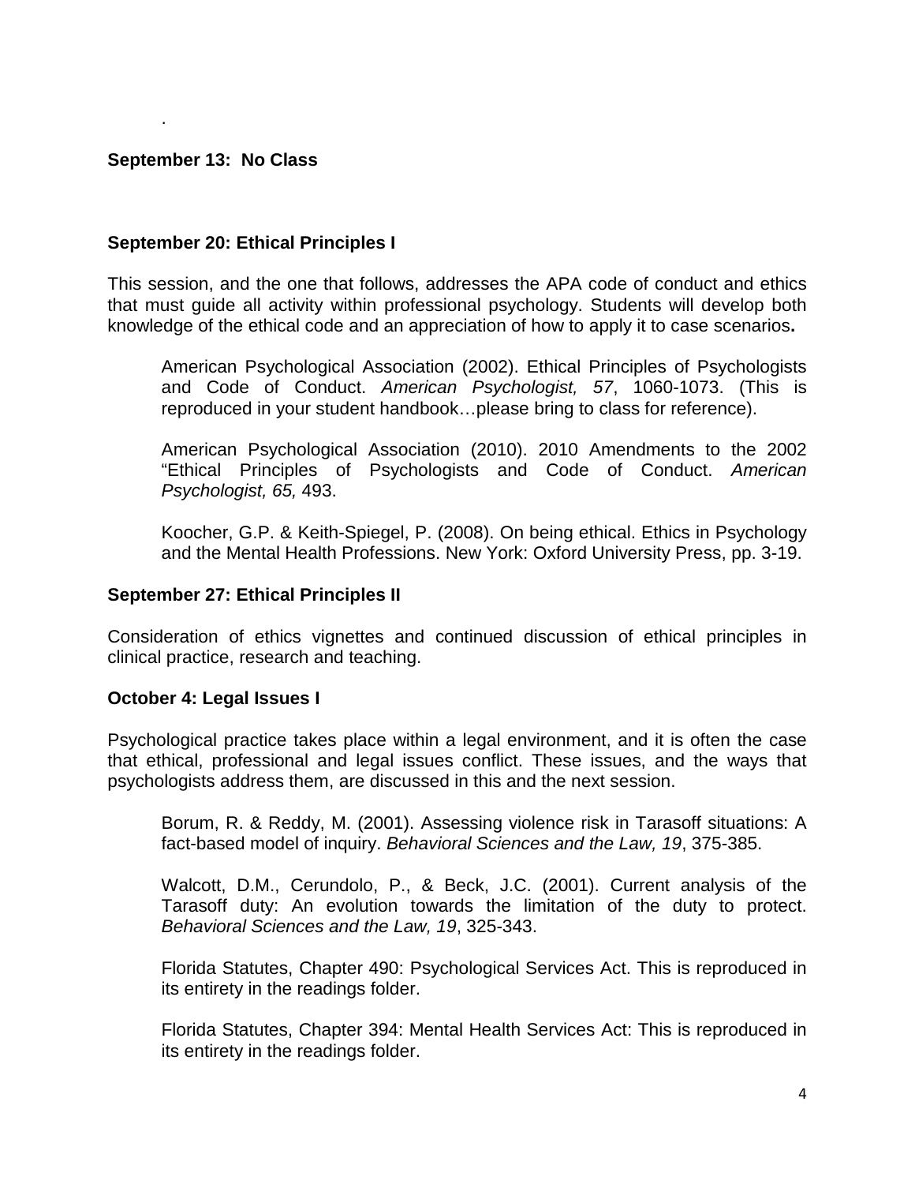.

**September 13: No Class**

**September 20: Ethical Principles I**

This session, and the one that follows, addresses the APA code of conduct and ethics that must guide all activity within professional psychology. Students will develop both knowledge of the ethical code and an appreciation of how to apply it to case scenarios**.**

> American Psychological Association (2002). Ethical Principles of Psychologists and Code of Conduct. *American Psychologist, 57*, 1060-1073. (This is reproduced in your student handbook…please bring to class for reference).
>
> American Psychological Association (2010). 2010 Amendments to the 2002 “Ethical Principles of Psychologists and Code of Conduct. *American Psychologist, 65,* 493.
>
> Koocher, G.P. & Keith-Spiegel, P. (2008). On being ethical. Ethics in Psychology and the Mental Health Professions. New York: Oxford University Press, pp. 3-19.

**September 27: Ethical Principles II**

Consideration of ethics vignettes and continued discussion of ethical principles in clinical practice, research and teaching.

**October 4: Legal Issues I**

Psychological practice takes place within a legal environment, and it is often the case that ethical, professional and legal issues conflict. These issues, and the ways that psychologists address them, are discussed in this and the next session.

> Borum, R. & Reddy, M. (2001). Assessing violence risk in Tarasoff situations: A fact-based model of inquiry. *Behavioral Sciences and the Law, 19*, 375-385.
>
> Walcott, D.M., Cerundolo, P., & Beck, J.C. (2001). Current analysis of the Tarasoff duty: An evolution towards the limitation of the duty to protect. *Behavioral Sciences and the Law, 19*, 325-343.
>
> Florida Statutes, Chapter 490: Psychological Services Act. This is reproduced in its entirety in the readings folder.
>
> Florida Statutes, Chapter 394: Mental Health Services Act: This is reproduced in its entirety in the readings folder.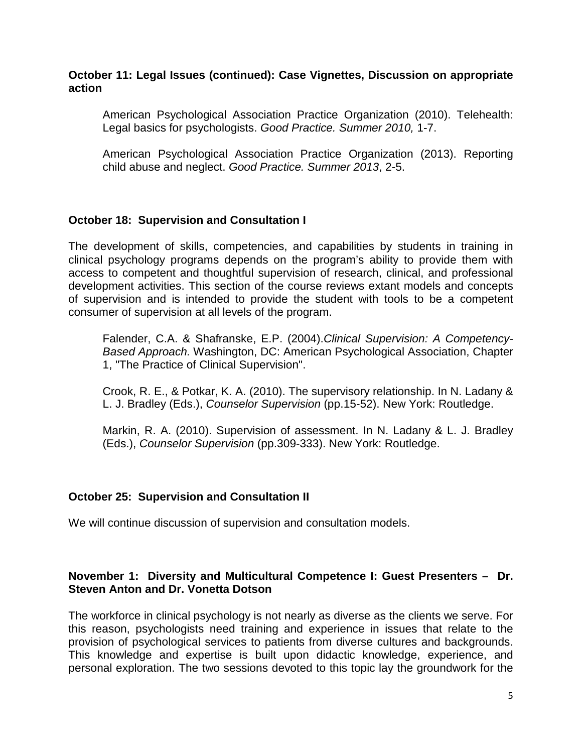**October 11: Legal Issues (continued): Case Vignettes, Discussion on appropriate action**

American Psychological Association Practice Organization (2010). Telehealth: Legal basics for psychologists. *Good Practice. Summer 2010,* 1-7.

American Psychological Association Practice Organization (2013). Reporting child abuse and neglect. *Good Practice. Summer 2013*, 2-5.

**October 18: Supervision and Consultation I**

The development of skills, competencies, and capabilities by students in training in clinical psychology programs depends on the program's ability to provide them with access to competent and thoughtful supervision of research, clinical, and professional development activities. This section of the course reviews extant models and concepts of supervision and is intended to provide the student with tools to be a competent consumer of supervision at all levels of the program.

Falender, C.A. & Shafranske, E.P. (2004).*Clinical Supervision: A Competency-Based Approach.* Washington, DC: American Psychological Association, Chapter 1, "The Practice of Clinical Supervision".

Crook, R. E., & Potkar, K. A. (2010). The supervisory relationship. In N. Ladany & L. J. Bradley (Eds.), *Counselor Supervision* (pp.15-52). New York: Routledge.

Markin, R. A. (2010). Supervision of assessment. In N. Ladany & L. J. Bradley (Eds.), *Counselor Supervision* (pp.309-333). New York: Routledge.

**October 25: Supervision and Consultation II**

We will continue discussion of supervision and consultation models.

**November 1: Diversity and Multicultural Competence I: Guest Presenters – Dr. Steven Anton and Dr. Vonetta Dotson**

The workforce in clinical psychology is not nearly as diverse as the clients we serve. For this reason, psychologists need training and experience in issues that relate to the provision of psychological services to patients from diverse cultures and backgrounds. This knowledge and expertise is built upon didactic knowledge, experience, and personal exploration. The two sessions devoted to this topic lay the groundwork for the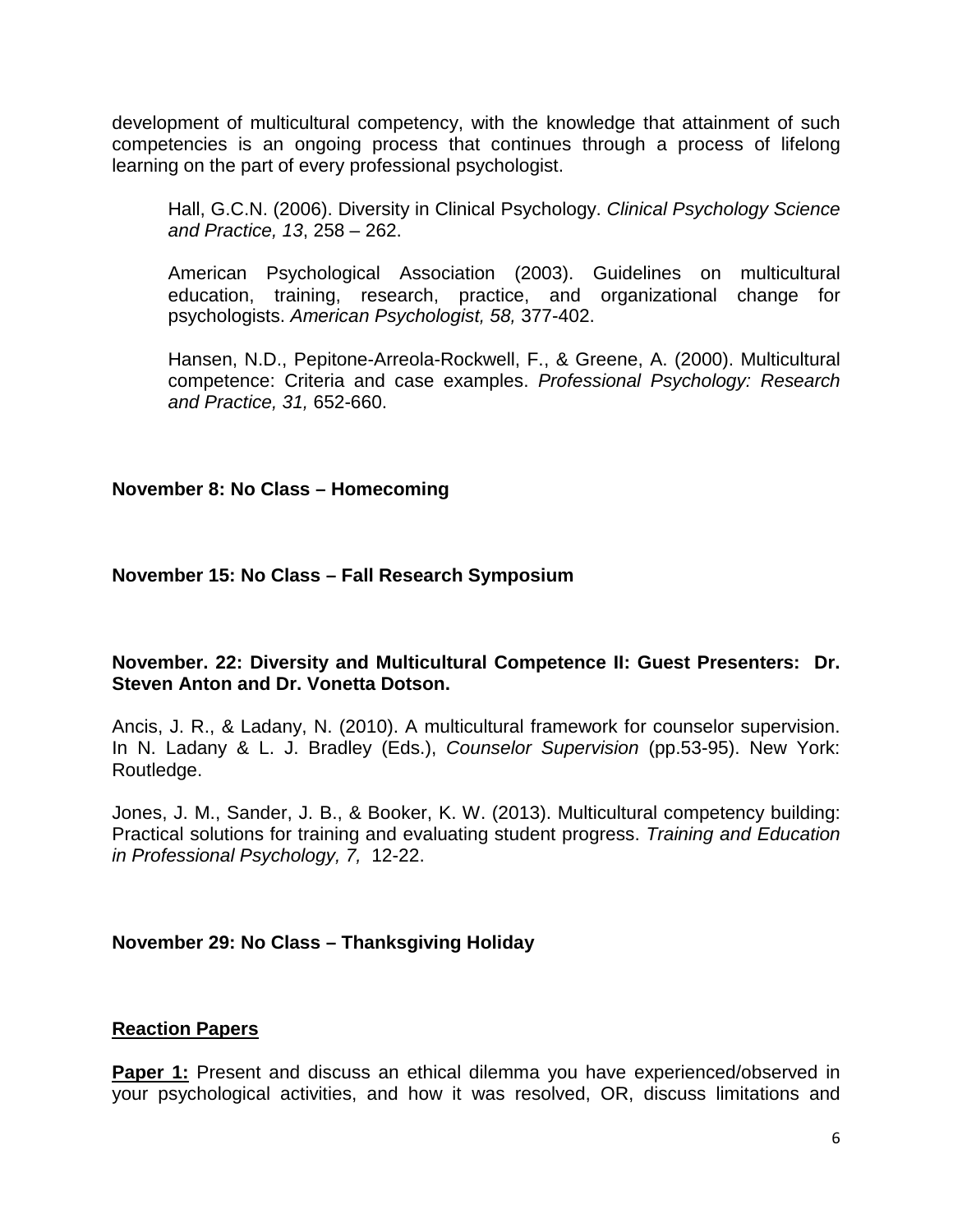development of multicultural competency, with the knowledge that attainment of such competencies is an ongoing process that continues through a process of lifelong learning on the part of every professional psychologist.

> Hall, G.C.N. (2006). Diversity in Clinical Psychology. *Clinical Psychology Science and Practice, 13*, 258 – 262.
>
> American Psychological Association (2003). Guidelines on multicultural education, training, research, practice, and organizational change for psychologists. *American Psychologist, 58,* 377-402.
>
> Hansen, N.D., Pepitone-Arreola-Rockwell, F., & Greene, A. (2000). Multicultural competence: Criteria and case examples. *Professional Psychology: Research and Practice, 31,* 652-660.

**November 8: No Class – Homecoming**

**November 15: No Class – Fall Research Symposium**

**November. 22: Diversity and Multicultural Competence II: Guest Presenters: Dr. Steven Anton and Dr. Vonetta Dotson.**

Ancis, J. R., & Ladany, N. (2010). A multicultural framework for counselor supervision. In N. Ladany & L. J. Bradley (Eds.), *Counselor Supervision* (pp.53-95). New York: Routledge.

Jones, J. M., Sander, J. B., & Booker, K. W. (2013). Multicultural competency building: Practical solutions for training and evaluating student progress. *Training and Education in Professional Psychology, 7,* 12-22.

**November 29: No Class – Thanksgiving Holiday**

**Reaction Papers**

**Paper 1:** Present and discuss an ethical dilemma you have experienced/observed in your psychological activities, and how it was resolved, OR, discuss limitations and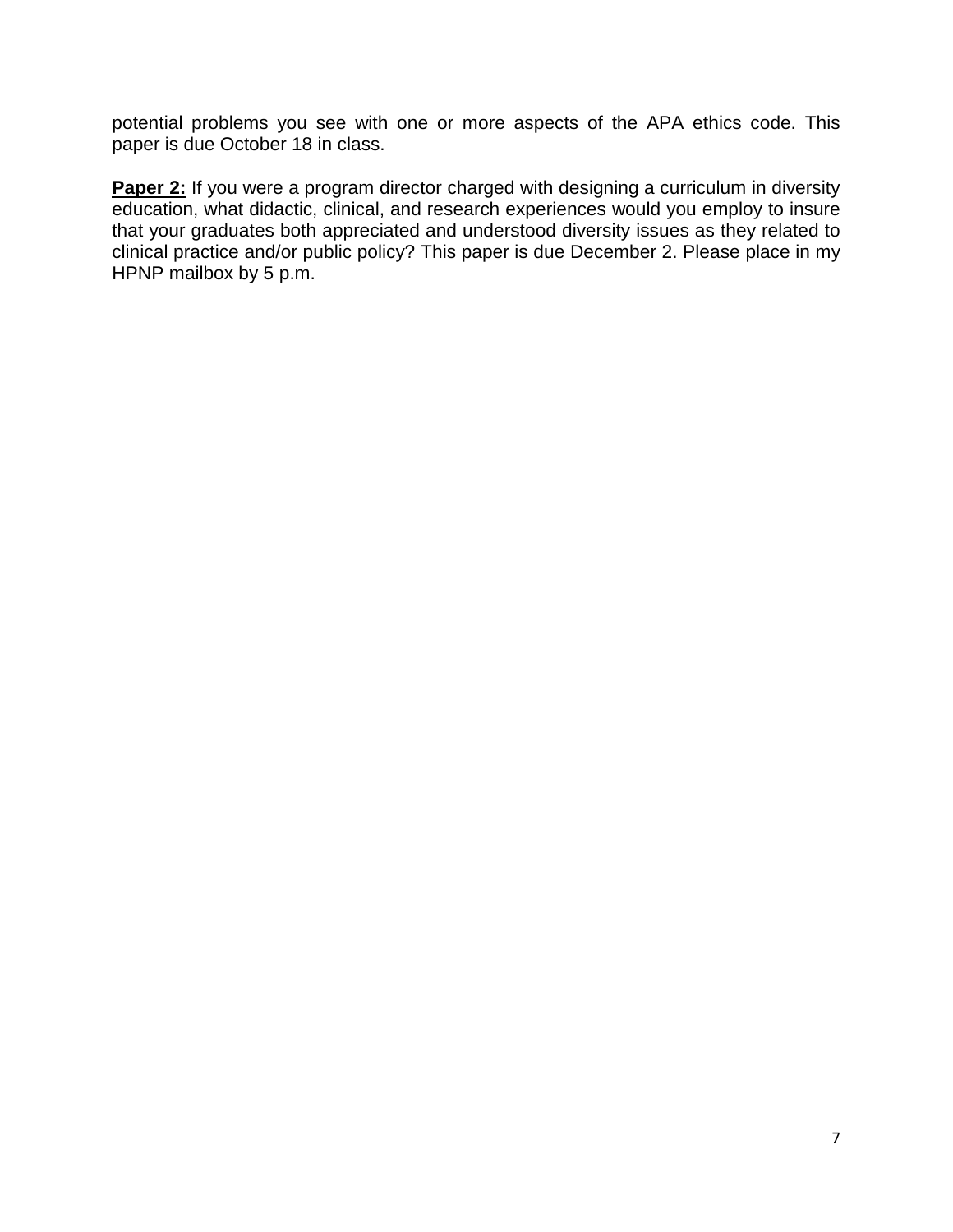potential problems you see with one or more aspects of the APA ethics code. This paper is due October 18 in class.

**Paper 2:** If you were a program director charged with designing a curriculum in diversity education, what didactic, clinical, and research experiences would you employ to insure that your graduates both appreciated and understood diversity issues as they related to clinical practice and/or public policy? This paper is due December 2. Please place in my HPNP mailbox by 5 p.m.